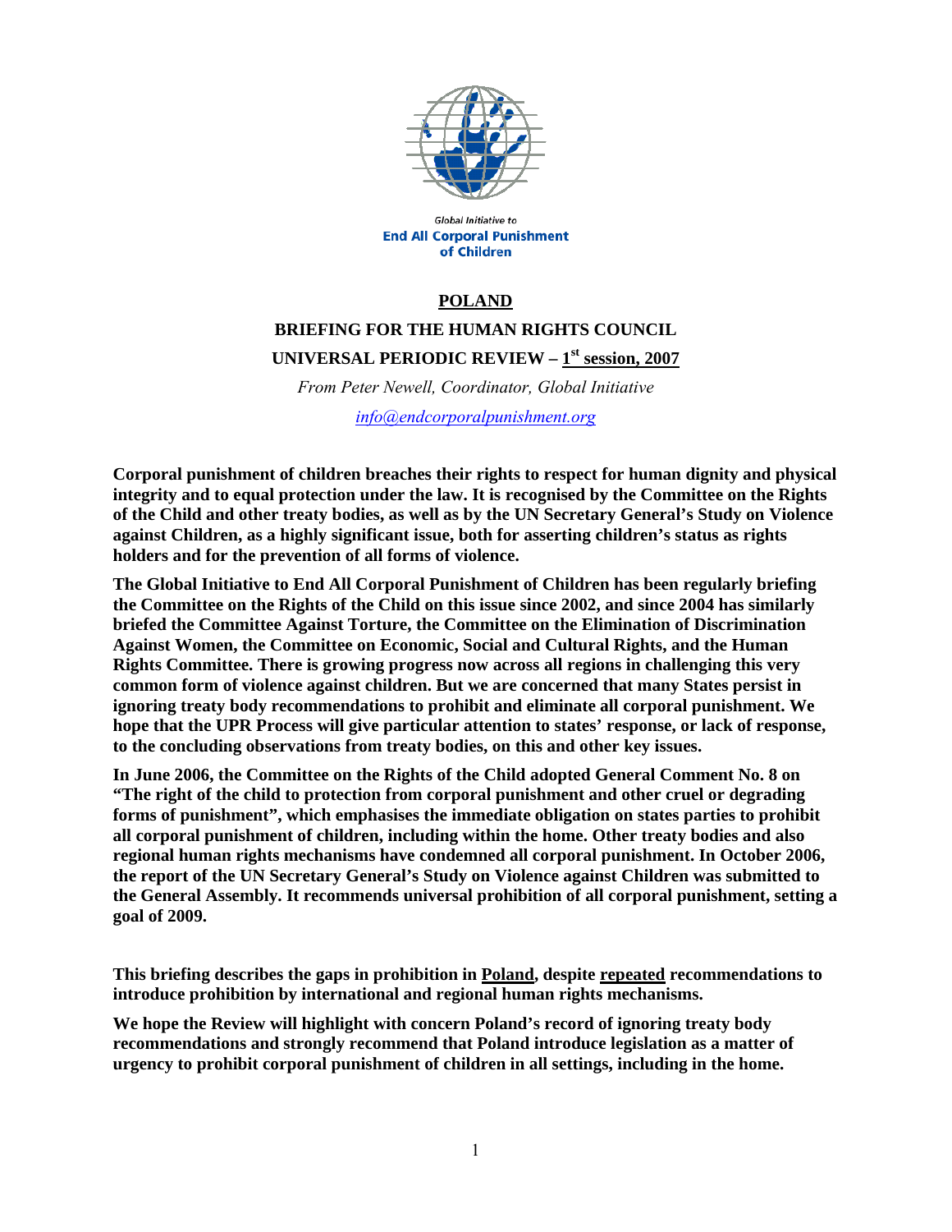Global Initiative to
**End All Corporal Punishment of Children**

# POLAND

## BRIEFING FOR THE HUMAN RIGHTS COUNCIL

## UNIVERSAL PERIODIC REVIEW – 1st session, 2007

*From Peter Newell, Coordinator, Global Initiative*

*info@endcorporalpunishment.org*

**Corporal punishment of children breaches their rights to respect for human dignity and physical integrity and to equal protection under the law. It is recognised by the Committee on the Rights of the Child and other treaty bodies, as well as by the UN Secretary General's Study on Violence against Children, as a highly significant issue, both for asserting children's status as rights holders and for the prevention of all forms of violence.**

**The Global Initiative to End All Corporal Punishment of Children has been regularly briefing the Committee on the Rights of the Child on this issue since 2002, and since 2004 has similarly briefed the Committee Against Torture, the Committee on the Elimination of Discrimination Against Women, the Committee on Economic, Social and Cultural Rights, and the Human Rights Committee. There is growing progress now across all regions in challenging this very common form of violence against children. But we are concerned that many States persist in ignoring treaty body recommendations to prohibit and eliminate all corporal punishment. We hope that the UPR Process will give particular attention to states' response, or lack of response, to the concluding observations from treaty bodies, on this and other key issues.**

**In June 2006, the Committee on the Rights of the Child adopted General Comment No. 8 on "The right of the child to protection from corporal punishment and other cruel or degrading forms of punishment", which emphasises the immediate obligation on states parties to prohibit all corporal punishment of children, including within the home. Other treaty bodies and also regional human rights mechanisms have condemned all corporal punishment. In October 2006, the report of the UN Secretary General's Study on Violence against Children was submitted to the General Assembly. It recommends universal prohibition of all corporal punishment, setting a goal of 2009.**

**This briefing describes the gaps in prohibition in Poland, despite repeated recommendations to introduce prohibition by international and regional human rights mechanisms.**

**We hope the Review will highlight with concern Poland's record of ignoring treaty body recommendations and strongly recommend that Poland introduce legislation as a matter of urgency to prohibit corporal punishment of children in all settings, including in the home.**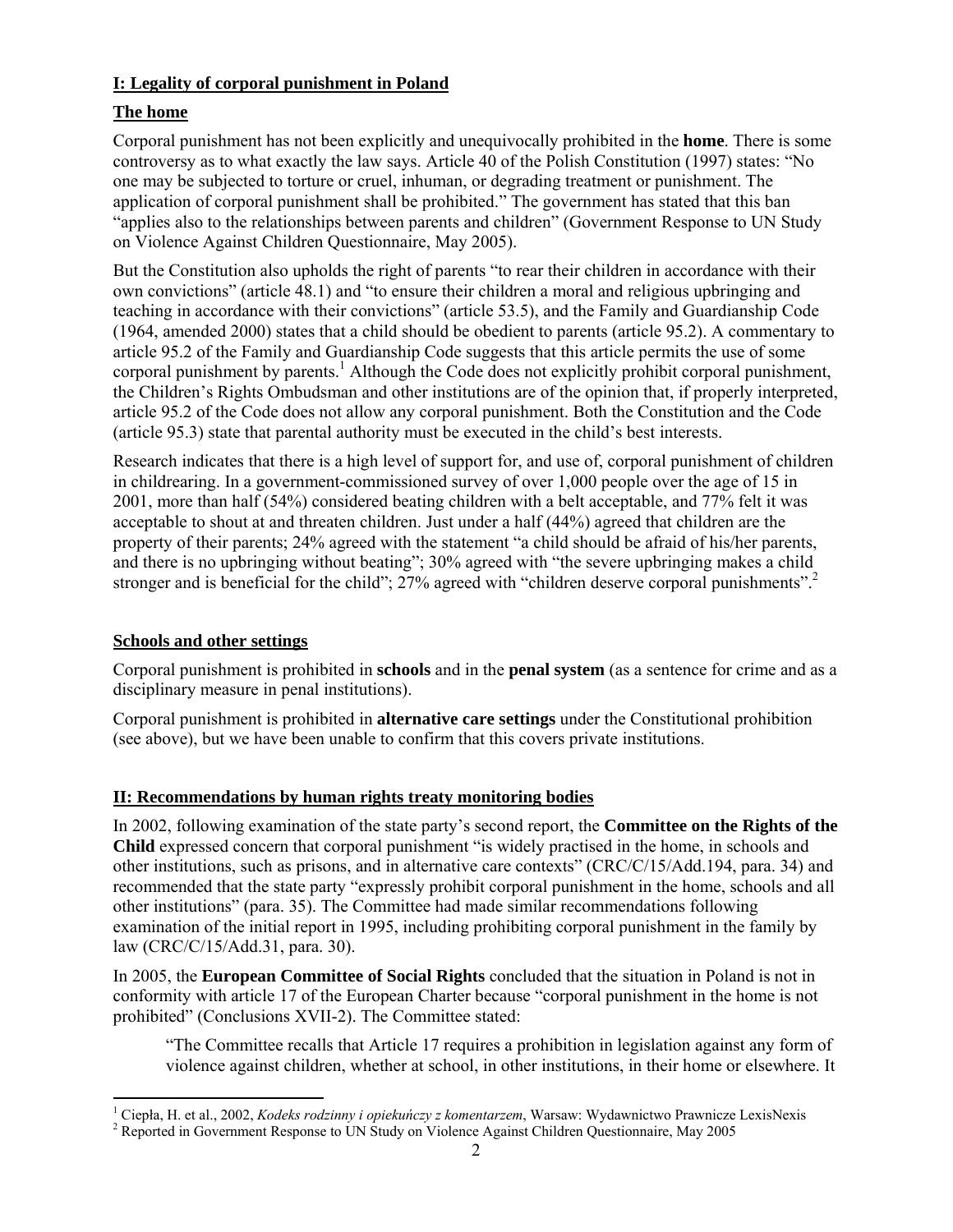## I: Legality of corporal punishment in Poland

### The home

Corporal punishment has not been explicitly and unequivocally prohibited in the **home**. There is some controversy as to what exactly the law says. Article 40 of the Polish Constitution (1997) states: "No one may be subjected to torture or cruel, inhuman, or degrading treatment or punishment. The application of corporal punishment shall be prohibited." The government has stated that this ban "applies also to the relationships between parents and children" (Government Response to UN Study on Violence Against Children Questionnaire, May 2005).

But the Constitution also upholds the right of parents "to rear their children in accordance with their own convictions" (article 48.1) and "to ensure their children a moral and religious upbringing and teaching in accordance with their convictions" (article 53.5), and the Family and Guardianship Code (1964, amended 2000) states that a child should be obedient to parents (article 95.2). A commentary to article 95.2 of the Family and Guardianship Code suggests that this article permits the use of some corporal punishment by parents.[1] Although the Code does not explicitly prohibit corporal punishment, the Children's Rights Ombudsman and other institutions are of the opinion that, if properly interpreted, article 95.2 of the Code does not allow any corporal punishment. Both the Constitution and the Code (article 95.3) state that parental authority must be executed in the child's best interests.

Research indicates that there is a high level of support for, and use of, corporal punishment of children in childrearing. In a government-commissioned survey of over 1,000 people over the age of 15 in 2001, more than half (54%) considered beating children with a belt acceptable, and 77% felt it was acceptable to shout at and threaten children. Just under a half (44%) agreed that children are the property of their parents; 24% agreed with the statement "a child should be afraid of his/her parents, and there is no upbringing without beating"; 30% agreed with "the severe upbringing makes a child stronger and is beneficial for the child"; 27% agreed with "children deserve corporal punishments".[2]

### Schools and other settings

Corporal punishment is prohibited in **schools** and in the **penal system** (as a sentence for crime and as a disciplinary measure in penal institutions).

Corporal punishment is prohibited in **alternative care settings** under the Constitutional prohibition (see above), but we have been unable to confirm that this covers private institutions.

## II: Recommendations by human rights treaty monitoring bodies

In 2002, following examination of the state party's second report, the **Committee on the Rights of the Child** expressed concern that corporal punishment "is widely practised in the home, in schools and other institutions, such as prisons, and in alternative care contexts" (CRC/C/15/Add.194, para. 34) and recommended that the state party "expressly prohibit corporal punishment in the home, schools and all other institutions" (para. 35). The Committee had made similar recommendations following examination of the initial report in 1995, including prohibiting corporal punishment in the family by law (CRC/C/15/Add.31, para. 30).

In 2005, the **European Committee of Social Rights** concluded that the situation in Poland is not in conformity with article 17 of the European Charter because "corporal punishment in the home is not prohibited" (Conclusions XVII-2). The Committee stated:

> "The Committee recalls that Article 17 requires a prohibition in legislation against any form of violence against children, whether at school, in other institutions, in their home or elsewhere. It

[1] Ciepła, H. et al., 2002, *Kodeks rodzinny i opiekuńczy z komentarzem*, Warsaw: Wydawnictwo Prawnicze LexisNexis

[2] Reported in Government Response to UN Study on Violence Against Children Questionnaire, May 2005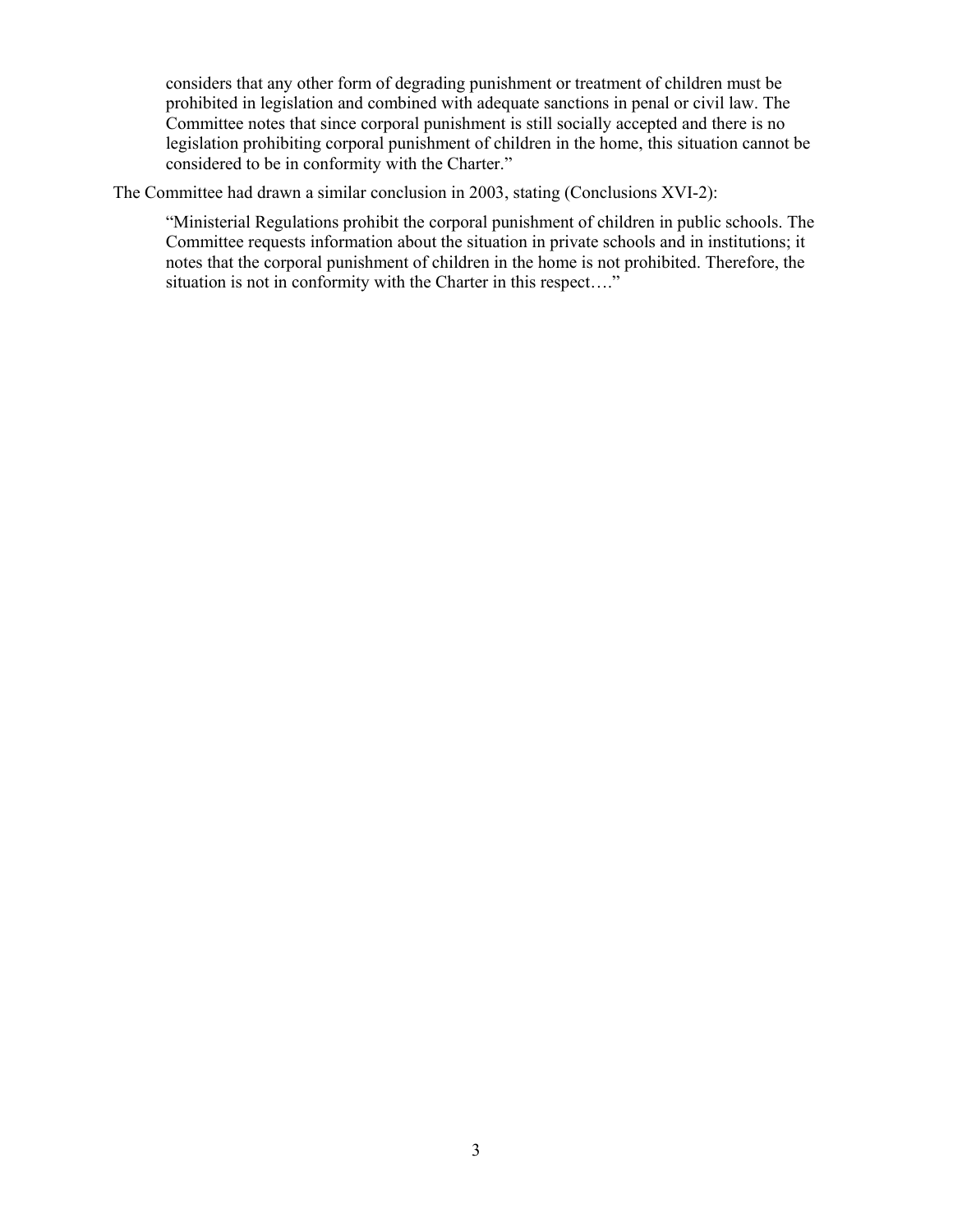> considers that any other form of degrading punishment or treatment of children must be prohibited in legislation and combined with adequate sanctions in penal or civil law. The Committee notes that since corporal punishment is still socially accepted and there is no legislation prohibiting corporal punishment of children in the home, this situation cannot be considered to be in conformity with the Charter."

The Committee had drawn a similar conclusion in 2003, stating (Conclusions XVI-2):

> "Ministerial Regulations prohibit the corporal punishment of children in public schools. The Committee requests information about the situation in private schools and in institutions; it notes that the corporal punishment of children in the home is not prohibited. Therefore, the situation is not in conformity with the Charter in this respect…."